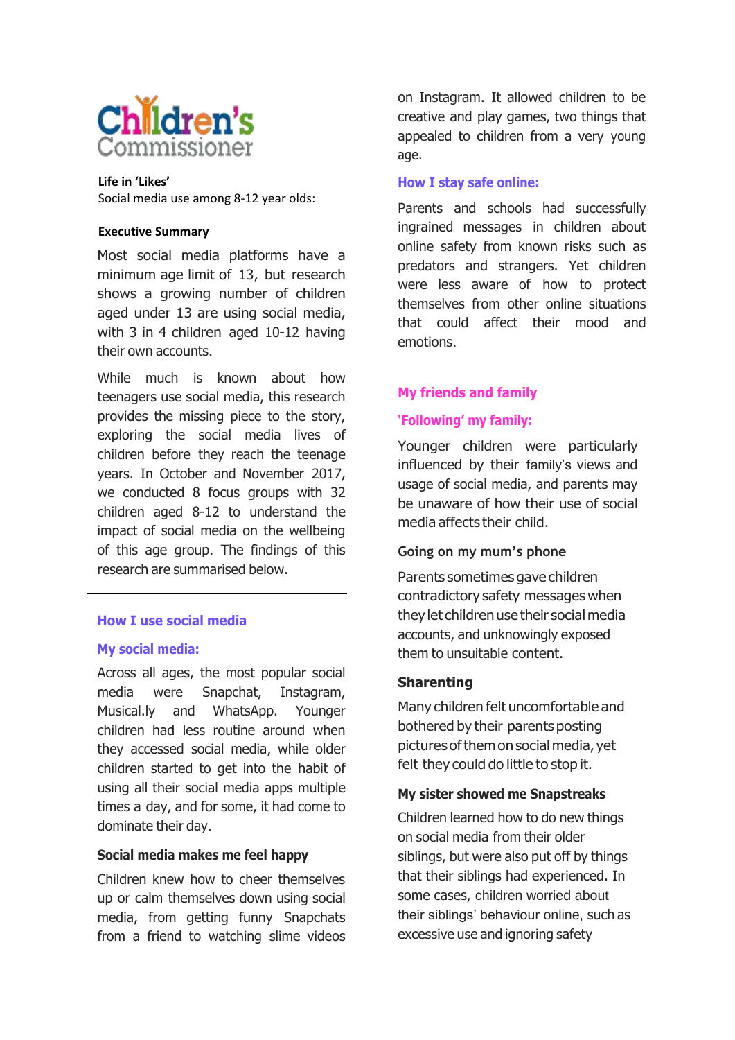Children's Commissioner

**Life in 'Likes'**

Social media use among 8-12 year olds:

**Executive Summary**

Most social media platforms have a minimum age limit of 13, but research shows a growing number of children aged under 13 are using social media, with 3 in 4 children aged 10-12 having their own accounts.

While much is known about how teenagers use social media, this research provides the missing piece to the story, exploring the social media lives of children before they reach the teenage years. In October and November 2017, we conducted 8 focus groups with 32 children aged 8-12 to understand the impact of social media on the wellbeing of this age group. The findings of this research are summarised below.

---

## How I use social media

### My social media:

Across all ages, the most popular social media were Snapchat, Instagram, Musical.ly and WhatsApp. Younger children had less routine around when they accessed social media, while older children started to get into the habit of using all their social media apps multiple times a day, and for some, it had come to dominate their day.

#### Social media makes me feel happy

Children knew how to cheer themselves up or calm themselves down using social media, from getting funny Snapchats from a friend to watching slime videos on Instagram. It allowed children to be creative and play games, two things that appealed to children from a very young age.

### How I stay safe online:

Parents and schools had successfully ingrained messages in children about online safety from known risks such as predators and strangers. Yet children were less aware of how to protect themselves from other online situations that could affect their mood and emotions.

## My friends and family

### 'Following' my family:

Younger children were particularly influenced by their family's views and usage of social media, and parents may be unaware of how their use of social media affects their child.

#### Going on my mum's phone

Parents sometimes gave children contradictory safety messages when they let children use their social media accounts, and unknowingly exposed them to unsuitable content.

#### Sharenting

Many children felt uncomfortable and bothered by their parents posting pictures of them on social media, yet felt they could do little to stop it.

#### My sister showed me Snapstreaks

Children learned how to do new things on social media from their older siblings, but were also put off by things that their siblings had experienced. In some cases, children worried about their siblings' behaviour online, such as excessive use and ignoring safety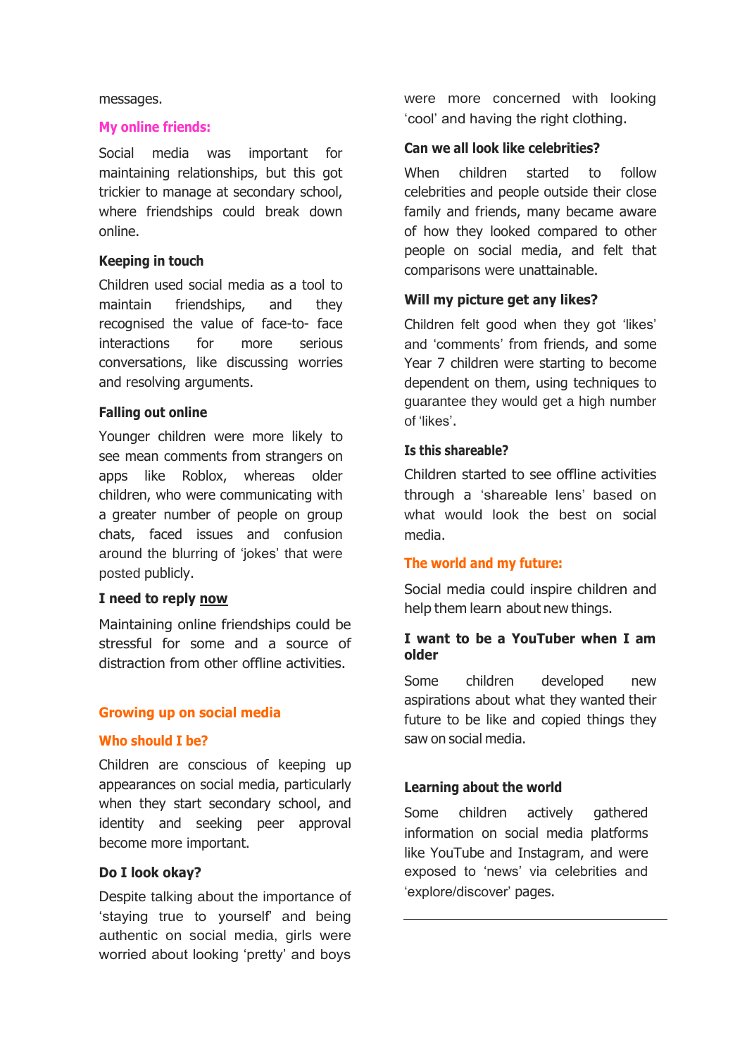messages.

## My online friends:

Social media was important for maintaining relationships, but this got trickier to manage at secondary school, where friendships could break down online.

### Keeping in touch

Children used social media as a tool to maintain friendships, and they recognised the value of face-to- face interactions for more serious conversations, like discussing worries and resolving arguments.

### Falling out online

Younger children were more likely to see mean comments from strangers on apps like Roblox, whereas older children, who were communicating with a greater number of people on group chats, faced issues and confusion around the blurring of 'jokes' that were posted publicly.

### I need to reply now

Maintaining online friendships could be stressful for some and a source of distraction from other offline activities.

## Growing up on social media

### Who should I be?

Children are conscious of keeping up appearances on social media, particularly when they start secondary school, and identity and seeking peer approval become more important.

### Do I look okay?

Despite talking about the importance of 'staying true to yourself' and being authentic on social media, girls were worried about looking 'pretty' and boys were more concerned with looking 'cool' and having the right clothing.

### Can we all look like celebrities?

When children started to follow celebrities and people outside their close family and friends, many became aware of how they looked compared to other people on social media, and felt that comparisons were unattainable.

### Will my picture get any likes?

Children felt good when they got 'likes' and 'comments' from friends, and some Year 7 children were starting to become dependent on them, using techniques to guarantee they would get a high number of 'likes'.

### Is this shareable?

Children started to see offline activities through a 'shareable lens' based on what would look the best on social media.

## The world and my future:

Social media could inspire children and help them learn about new things.

### I want to be a YouTuber when I am older

Some children developed new aspirations about what they wanted their future to be like and copied things they saw on social media.

### Learning about the world

Some children actively gathered information on social media platforms like YouTube and Instagram, and were exposed to 'news' via celebrities and 'explore/discover' pages.